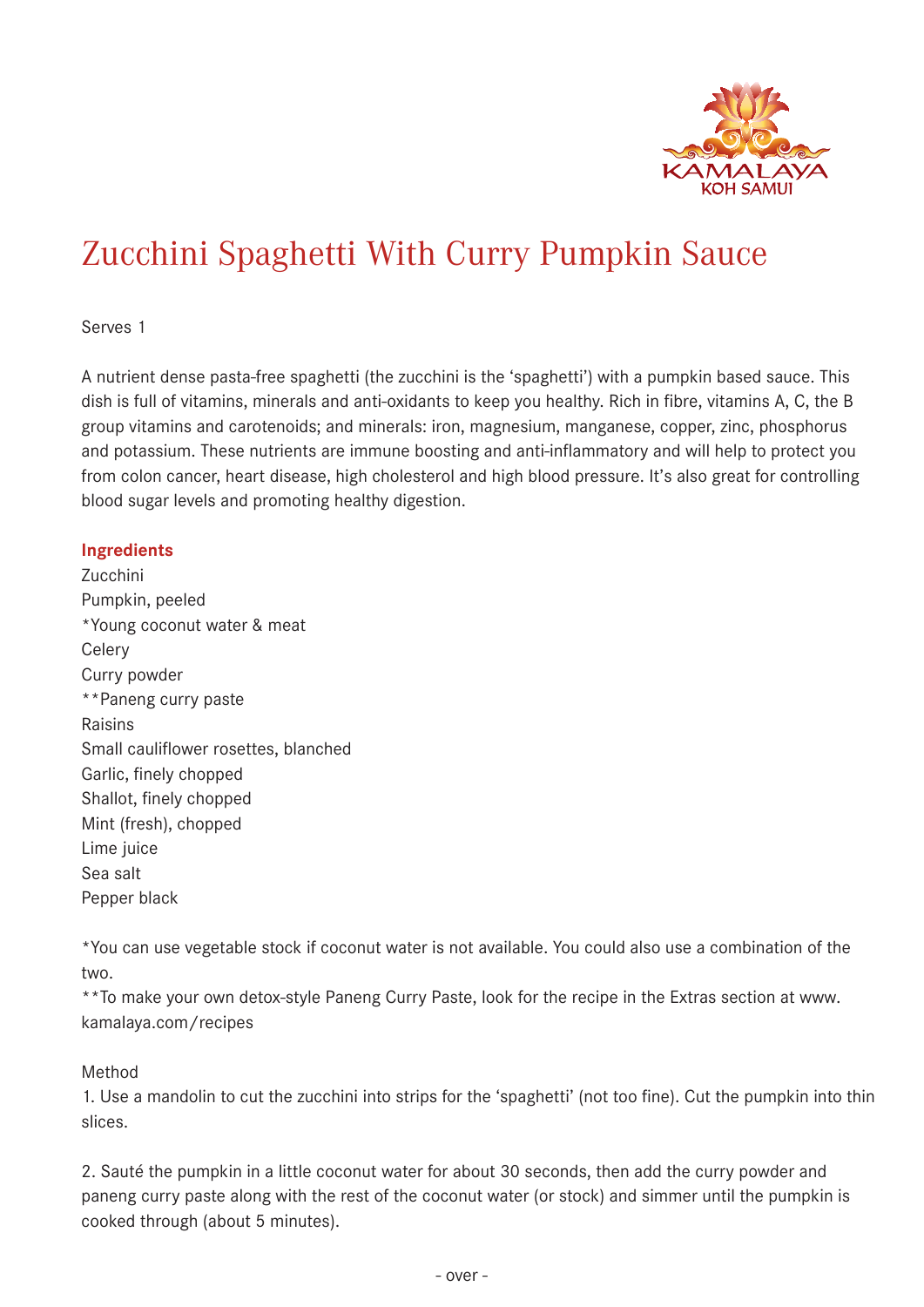# Zucchini Spaghetti With Curry Pumpkin Sauce

Serves 1

A nutrient dense pasta-free spaghetti (the zucchini is the 'spaghetti') with a pumpkin based sauce. This dish is full of vitamins, minerals and anti-oxidants to keep you healthy. Rich in fibre, vitamins A, C, the B group vitamins and carotenoids; and minerals: iron, magnesium, manganese, copper, zinc, phosphorus and potassium. These nutrients are immune boosting and anti-inflammatory and will help to protect you from colon cancer, heart disease, high cholesterol and high blood pressure. It's also great for controlling blood sugar levels and promoting healthy digestion.

**Ingredients**

Zucchini
Pumpkin, peeled
*Young coconut water & meat
Celery
Curry powder
**Paneng curry paste
Raisins
Small cauliflower rosettes, blanched
Garlic, finely chopped
Shallot, finely chopped
Mint (fresh), chopped
Lime juice
Sea salt
Pepper black

*You can use vegetable stock if coconut water is not available. You could also use a combination of the two.
**To make your own detox-style Paneng Curry Paste, look for the recipe in the Extras section at www.kamalaya.com/recipes

Method

1. Use a mandolin to cut the zucchini into strips for the 'spaghetti' (not too fine). Cut the pumpkin into thin slices.

2. Sauté the pumpkin in a little coconut water for about 30 seconds, then add the curry powder and paneng curry paste along with the rest of the coconut water (or stock) and simmer until the pumpkin is cooked through (about 5 minutes).

- over -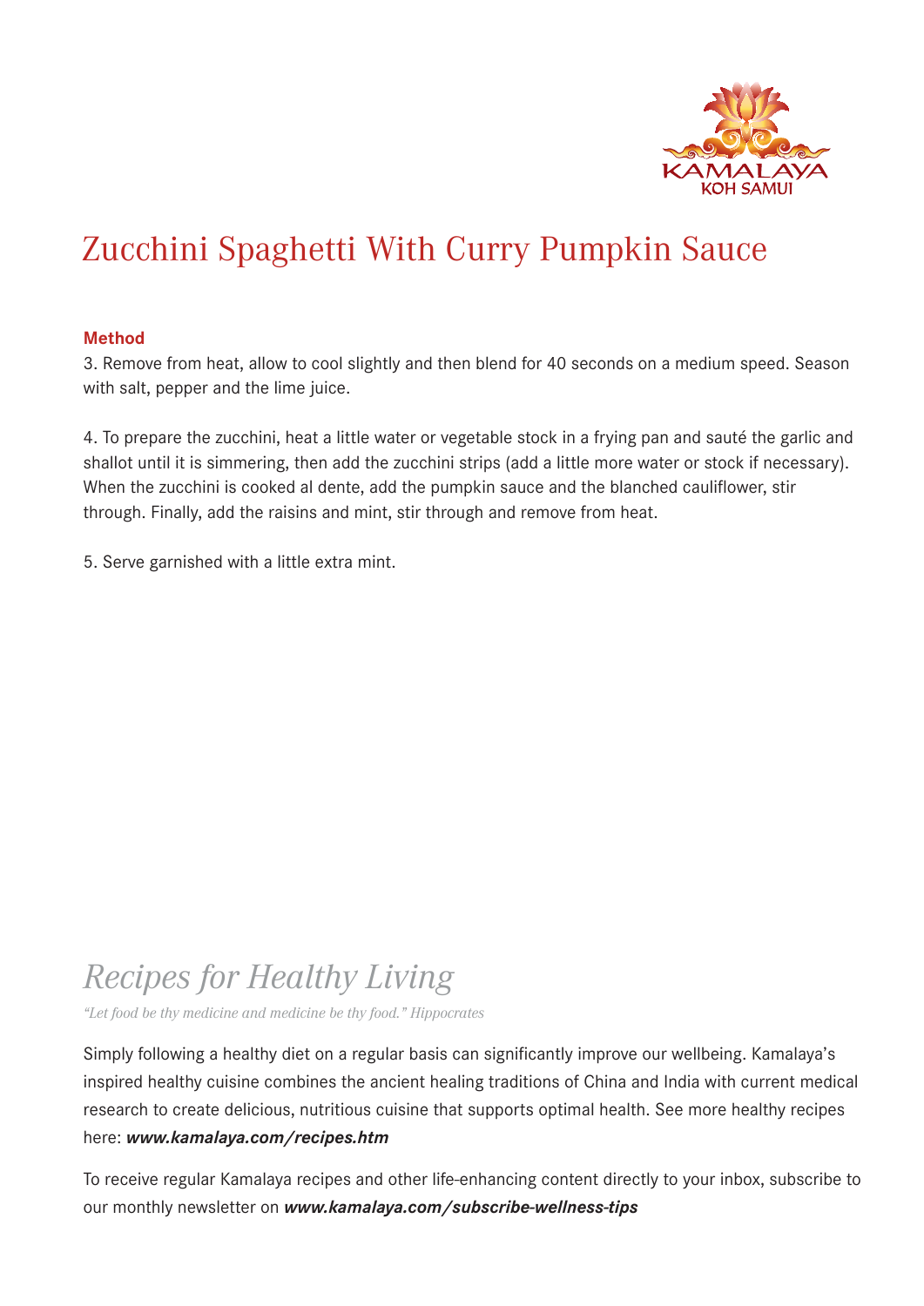# Zucchini Spaghetti With Curry Pumpkin Sauce

**Method**

3. Remove from heat, allow to cool slightly and then blend for 40 seconds on a medium speed. Season with salt, pepper and the lime juice.

4. To prepare the zucchini, heat a little water or vegetable stock in a frying pan and sauté the garlic and shallot until it is simmering, then add the zucchini strips (add a little more water or stock if necessary). When the zucchini is cooked al dente, add the pumpkin sauce and the blanched cauliflower, stir through. Finally, add the raisins and mint, stir through and remove from heat.

5. Serve garnished with a little extra mint.

## *Recipes for Healthy Living*

*"Let food be thy medicine and medicine be thy food." Hippocrates*

Simply following a healthy diet on a regular basis can significantly improve our wellbeing. Kamalaya's inspired healthy cuisine combines the ancient healing traditions of China and India with current medical research to create delicious, nutritious cuisine that supports optimal health. See more healthy recipes here: ***www.kamalaya.com/recipes.htm***

To receive regular Kamalaya recipes and other life-enhancing content directly to your inbox, subscribe to our monthly newsletter on ***www.kamalaya.com/subscribe-wellness-tips***